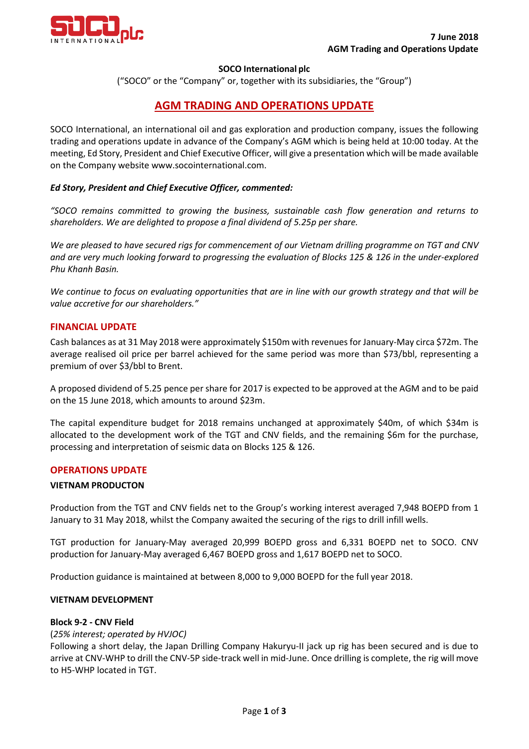**7 June 2018**
**AGM Trading and Operations Update**

**SOCO International plc**

("SOCO" or the "Company" or, together with its subsidiaries, the "Group")

# AGM TRADING AND OPERATIONS UPDATE

SOCO International, an international oil and gas exploration and production company, issues the following trading and operations update in advance of the Company's AGM which is being held at 10:00 today. At the meeting, Ed Story, President and Chief Executive Officer, will give a presentation which will be made available on the Company website www.socointernational.com.

***Ed Story, President and Chief Executive Officer, commented:***

*"SOCO remains committed to growing the business, sustainable cash flow generation and returns to shareholders. We are delighted to propose a final dividend of 5.25p per share.*

*We are pleased to have secured rigs for commencement of our Vietnam drilling programme on TGT and CNV and are very much looking forward to progressing the evaluation of Blocks 125 & 126 in the under-explored Phu Khanh Basin.*

*We continue to focus on evaluating opportunities that are in line with our growth strategy and that will be value accretive for our shareholders."*

## FINANCIAL UPDATE

Cash balances as at 31 May 2018 were approximately $150m with revenues for January-May circa $72m. The average realised oil price per barrel achieved for the same period was more than $73/bbl, representing a premium of over $3/bbl to Brent.

A proposed dividend of 5.25 pence per share for 2017 is expected to be approved at the AGM and to be paid on the 15 June 2018, which amounts to around $23m.

The capital expenditure budget for 2018 remains unchanged at approximately $40m, of which $34m is allocated to the development work of the TGT and CNV fields, and the remaining $6m for the purchase, processing and interpretation of seismic data on Blocks 125 & 126.

## OPERATIONS UPDATE

### VIETNAM PRODUCTON

Production from the TGT and CNV fields net to the Group's working interest averaged 7,948 BOEPD from 1 January to 31 May 2018, whilst the Company awaited the securing of the rigs to drill infill wells.

TGT production for January-May averaged 20,999 BOEPD gross and 6,331 BOEPD net to SOCO. CNV production for January-May averaged 6,467 BOEPD gross and 1,617 BOEPD net to SOCO.

Production guidance is maintained at between 8,000 to 9,000 BOEPD for the full year 2018.

### VIETNAM DEVELOPMENT

**Block 9-2 - CNV Field**

(*25% interest; operated by HVJOC)*

Following a short delay, the Japan Drilling Company Hakuryu-II jack up rig has been secured and is due to arrive at CNV-WHP to drill the CNV-5P side-track well in mid-June. Once drilling is complete, the rig will move to H5-WHP located in TGT.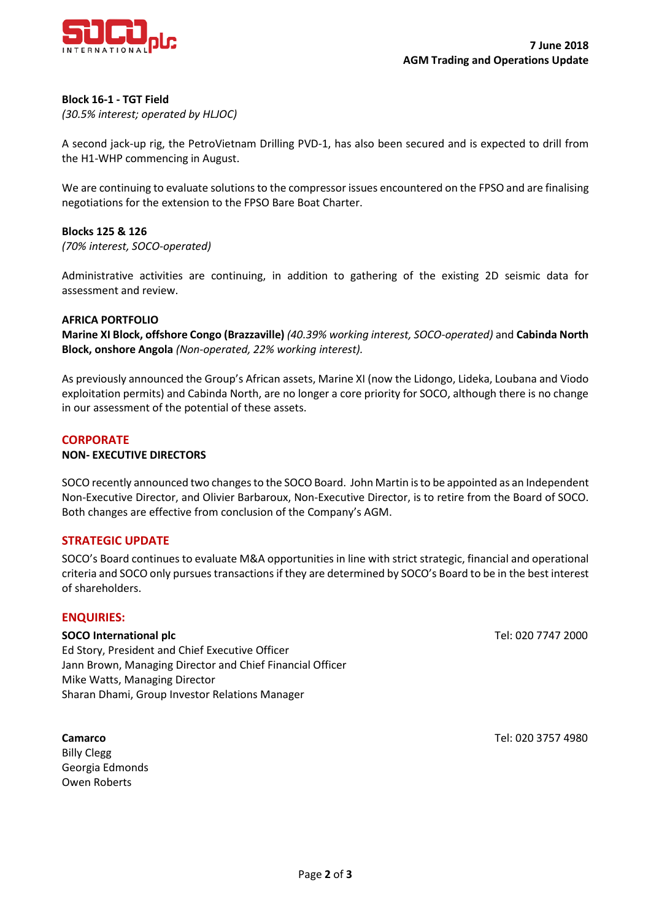**Block 16-1 - TGT Field**
*(30.5% interest; operated by HLJOC)*

A second jack-up rig, the PetroVietnam Drilling PVD-1, has also been secured and is expected to drill from the H1-WHP commencing in August.

We are continuing to evaluate solutions to the compressor issues encountered on the FPSO and are finalising negotiations for the extension to the FPSO Bare Boat Charter.

**Blocks 125 & 126**
*(70% interest, SOCO-operated)*

Administrative activities are continuing, in addition to gathering of the existing 2D seismic data for assessment and review.

**AFRICA PORTFOLIO**
**Marine XI Block, offshore Congo (Brazzaville)** *(40.39% working interest, SOCO-operated)* and **Cabinda North Block, onshore Angola** *(Non-operated, 22% working interest).*

As previously announced the Group's African assets, Marine XI (now the Lidongo, Lideka, Loubana and Viodo exploitation permits) and Cabinda North, are no longer a core priority for SOCO, although there is no change in our assessment of the potential of these assets.

## CORPORATE

**NON- EXECUTIVE DIRECTORS**

SOCO recently announced two changes to the SOCO Board. John Martin is to be appointed as an Independent Non-Executive Director, and Olivier Barbaroux, Non-Executive Director, is to retire from the Board of SOCO. Both changes are effective from conclusion of the Company's AGM.

## STRATEGIC UPDATE

SOCO's Board continues to evaluate M&A opportunities in line with strict strategic, financial and operational criteria and SOCO only pursues transactions if they are determined by SOCO's Board to be in the best interest of shareholders.

## ENQUIRIES:

**SOCO International plc** — Tel: 020 7747 2000
Ed Story, President and Chief Executive Officer
Jann Brown, Managing Director and Chief Financial Officer
Mike Watts, Managing Director
Sharan Dhami, Group Investor Relations Manager

**Camarco** — Tel: 020 3757 4980
Billy Clegg
Georgia Edmonds
Owen Roberts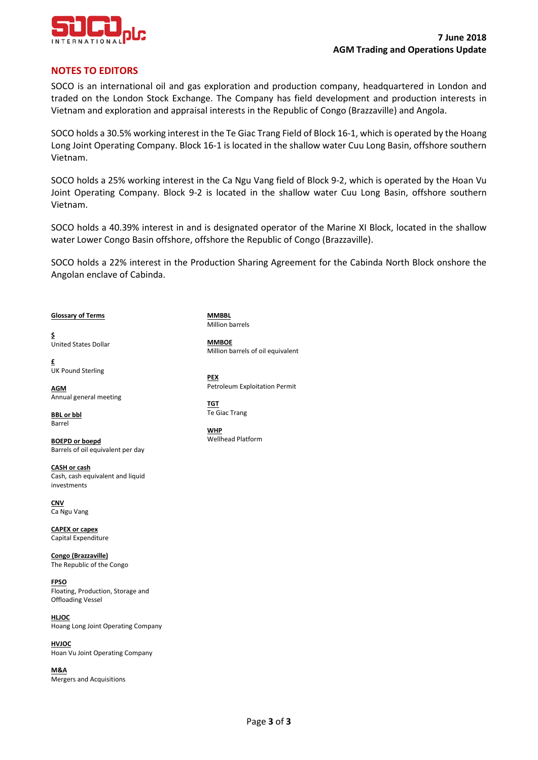## NOTES TO EDITORS

SOCO is an international oil and gas exploration and production company, headquartered in London and traded on the London Stock Exchange. The Company has field development and production interests in Vietnam and exploration and appraisal interests in the Republic of Congo (Brazzaville) and Angola.

SOCO holds a 30.5% working interest in the Te Giac Trang Field of Block 16-1, which is operated by the Hoang Long Joint Operating Company. Block 16-1 is located in the shallow water Cuu Long Basin, offshore southern Vietnam.

SOCO holds a 25% working interest in the Ca Ngu Vang field of Block 9-2, which is operated by the Hoan Vu Joint Operating Company. Block 9-2 is located in the shallow water Cuu Long Basin, offshore southern Vietnam.

SOCO holds a 40.39% interest in and is designated operator of the Marine XI Block, located in the shallow water Lower Congo Basin offshore, offshore the Republic of Congo (Brazzaville).

SOCO holds a 22% interest in the Production Sharing Agreement for the Cabinda North Block onshore the Angolan enclave of Cabinda.

**Glossary of Terms**

**$**
United States Dollar

**£**
UK Pound Sterling

**AGM**
Annual general meeting

**BBL or bbl**
Barrel

**BOEPD or boepd**
Barrels of oil equivalent per day

**CASH or cash**
Cash, cash equivalent and liquid investments

**CNV**
Ca Ngu Vang

**CAPEX or capex**
Capital Expenditure

**Congo (Brazzaville)**
The Republic of the Congo

**FPSO**
Floating, Production, Storage and Offloading Vessel

**HLJOC**
Hoang Long Joint Operating Company

**HVJOC**
Hoan Vu Joint Operating Company

**M&A**
Mergers and Acquisitions

**MMBBL**
Million barrels

**MMBOE**
Million barrels of oil equivalent

**PEX**
Petroleum Exploitation Permit

**TGT**
Te Giac Trang

**WHP**
Wellhead Platform